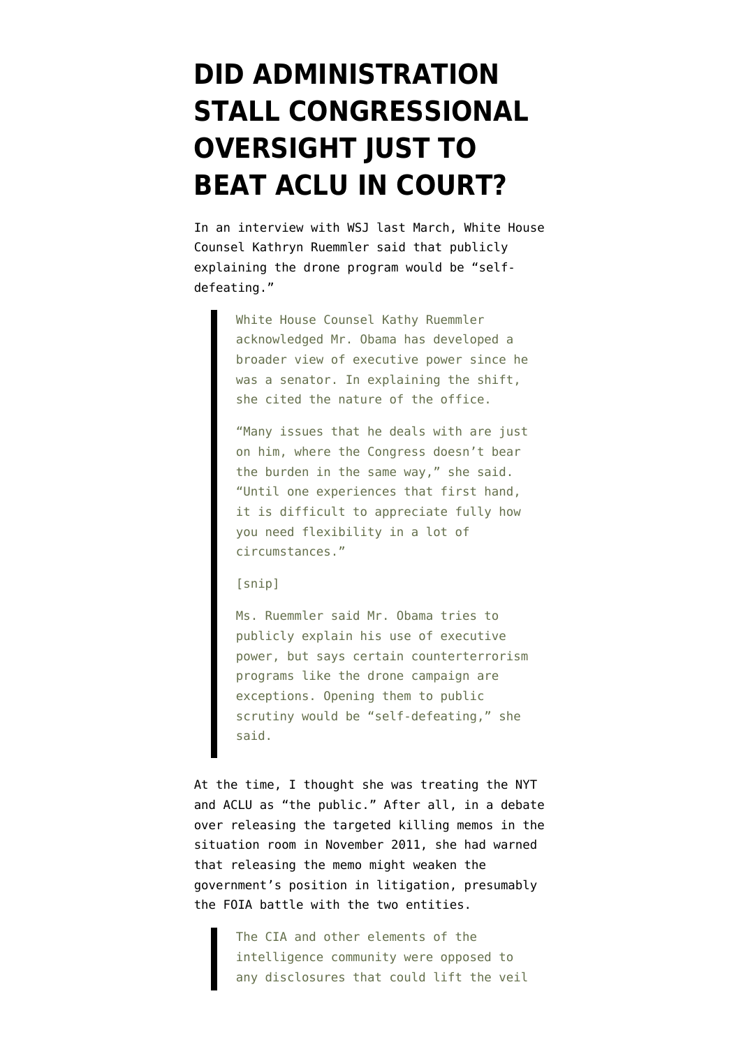# DID ADMINISTRATION STALL CONGRESSIONAL OVERSIGHT JUST TO BEAT ACLU IN COURT?

In an interview with WSJ last March, White House Counsel Kathryn Ruemmler said that publicly explaining the drone program would be "self-defeating."

> White House Counsel Kathy Ruemmler acknowledged Mr. Obama has developed a broader view of executive power since he was a senator. In explaining the shift, she cited the nature of the office.
>
> "Many issues that he deals with are just on him, where the Congress doesn't bear the burden in the same way," she said. "Until one experiences that first hand, it is difficult to appreciate fully how you need flexibility in a lot of circumstances."
>
> [snip]
>
> Ms. Ruemmler said Mr. Obama tries to publicly explain his use of executive power, but says certain counterterrorism programs like the drone campaign are exceptions. Opening them to public scrutiny would be "self-defeating," she said.

At the time, I thought she was treating the NYT and ACLU as "the public." After all, in a debate over releasing the targeted killing memos in the situation room in November 2011, she had warned that releasing the memo might weaken the government's position in litigation, presumably the FOIA battle with the two entities.

> The CIA and other elements of the intelligence community were opposed to any disclosures that could lift the veil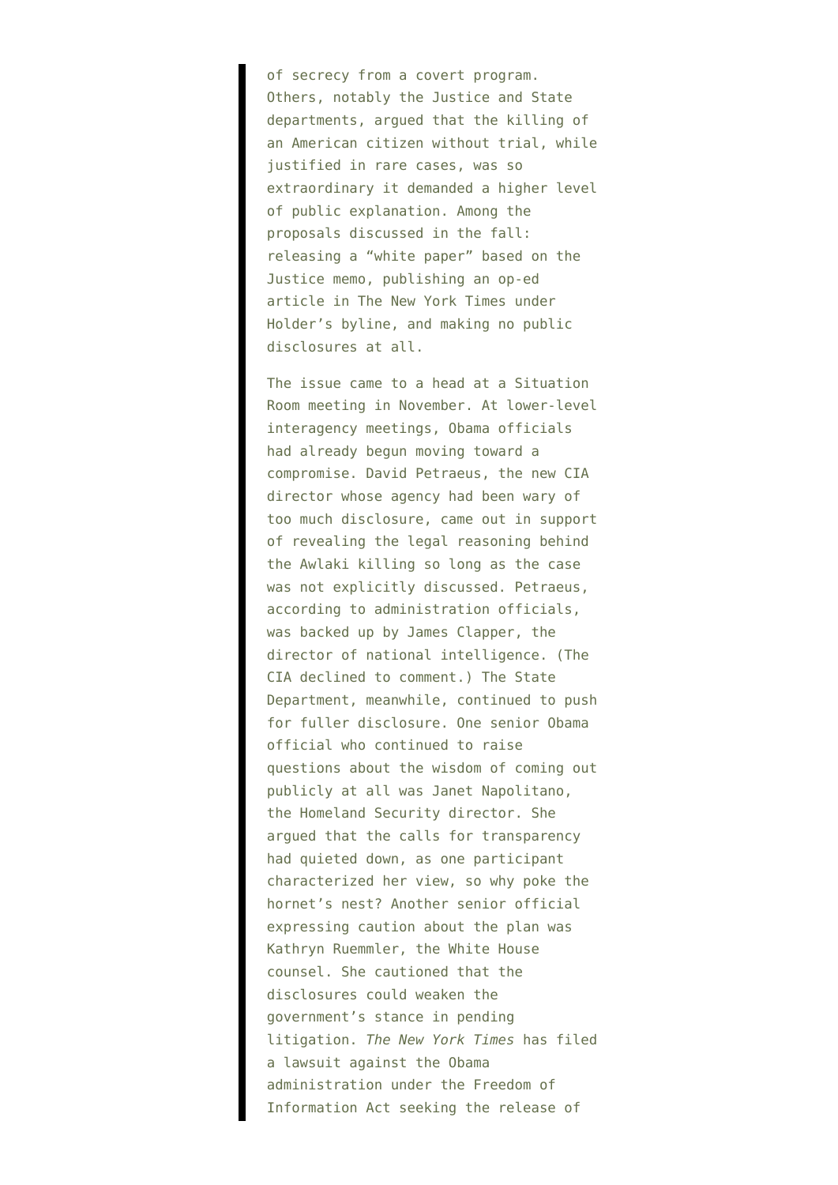of secrecy from a covert program. Others, notably the Justice and State departments, argued that the killing of an American citizen without trial, while justified in rare cases, was so extraordinary it demanded a higher level of public explanation. Among the proposals discussed in the fall: releasing a "white paper" based on the Justice memo, publishing an op-ed article in The New York Times under Holder's byline, and making no public disclosures at all.

The issue came to a head at a Situation Room meeting in November. At lower-level interagency meetings, Obama officials had already begun moving toward a compromise. David Petraeus, the new CIA director whose agency had been wary of too much disclosure, came out in support of revealing the legal reasoning behind the Awlaki killing so long as the case was not explicitly discussed. Petraeus, according to administration officials, was backed up by James Clapper, the director of national intelligence. (The CIA declined to comment.) The State Department, meanwhile, continued to push for fuller disclosure. One senior Obama official who continued to raise questions about the wisdom of coming out publicly at all was Janet Napolitano, the Homeland Security director. She argued that the calls for transparency had quieted down, as one participant characterized her view, so why poke the hornet's nest? Another senior official expressing caution about the plan was Kathryn Ruemmler, the White House counsel. She cautioned that the disclosures could weaken the government's stance in pending litigation. *The New York Times* has filed a lawsuit against the Obama administration under the Freedom of Information Act seeking the release of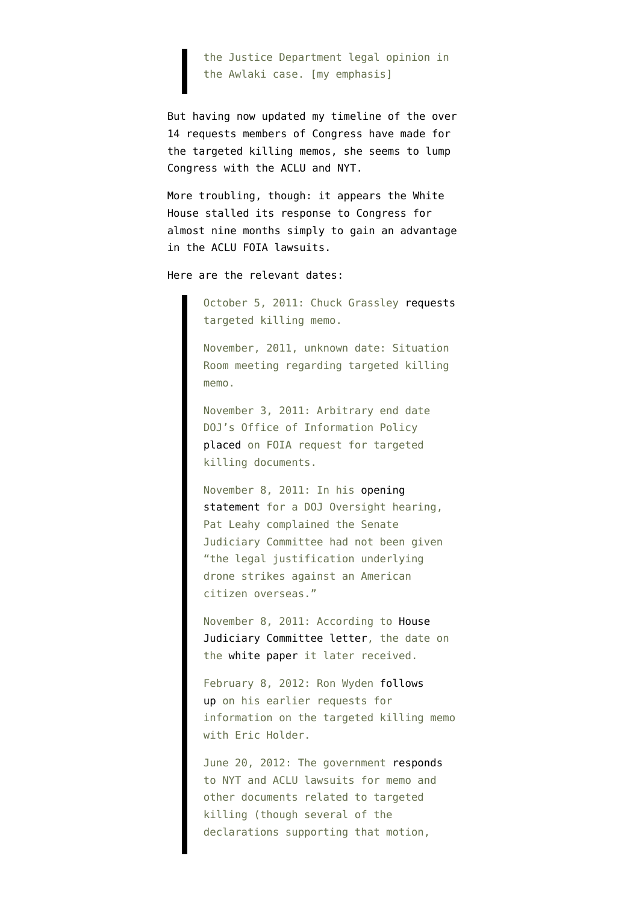> the Justice Department legal opinion in the Awlaki case. [my emphasis]

But having now updated my timeline of the over 14 requests members of Congress have made for the targeted killing memos, she seems to lump Congress with the ACLU and NYT.

More troubling, though: it appears the White House stalled its response to Congress for almost nine months simply to gain an advantage in the ACLU FOIA lawsuits.

Here are the relevant dates:

> October 5, 2011: Chuck Grassley requests targeted killing memo.
>
> November, 2011, unknown date: Situation Room meeting regarding targeted killing memo.
>
> November 3, 2011: Arbitrary end date DOJ's Office of Information Policy placed on FOIA request for targeted killing documents.
>
> November 8, 2011: In his opening statement for a DOJ Oversight hearing, Pat Leahy complained the Senate Judiciary Committee had not been given "the legal justification underlying drone strikes against an American citizen overseas."
>
> November 8, 2011: According to House Judiciary Committee letter, the date on the white paper it later received.
>
> February 8, 2012: Ron Wyden follows up on his earlier requests for information on the targeted killing memo with Eric Holder.
>
> June 20, 2012: The government responds to NYT and ACLU lawsuits for memo and other documents related to targeted killing (though several of the declarations supporting that motion,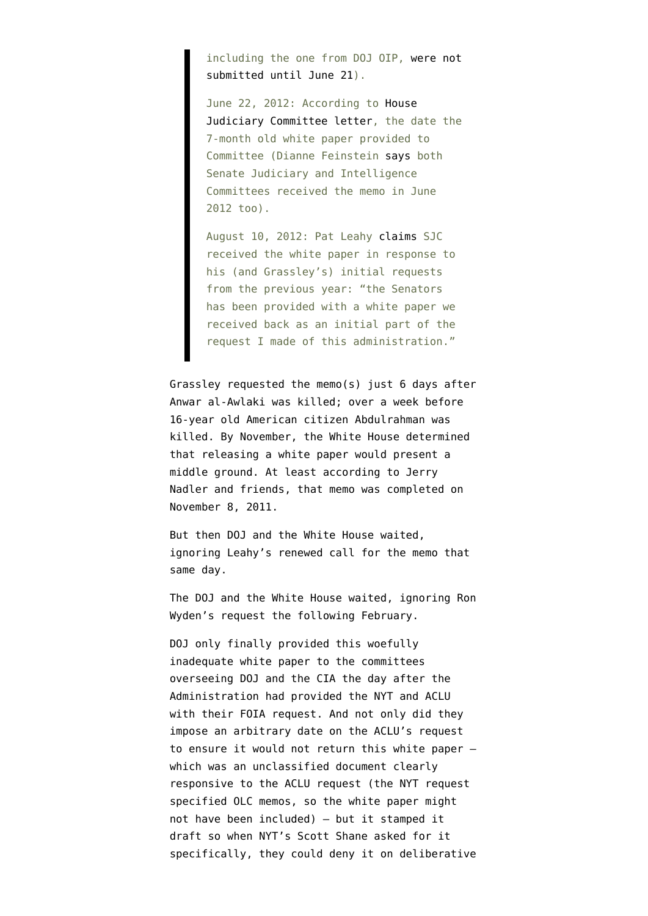> including the one from DOJ OIP, were not submitted until June 21).
>
> June 22, 2012: According to House Judiciary Committee letter, the date the 7-month old white paper provided to Committee (Dianne Feinstein says both Senate Judiciary and Intelligence Committees received the memo in June 2012 too).
>
> August 10, 2012: Pat Leahy claims SJC received the white paper in response to his (and Grassley's) initial requests from the previous year: "the Senators has been provided with a white paper we received back as an initial part of the request I made of this administration."

Grassley requested the memo(s) just 6 days after Anwar al-Awlaki was killed; over a week before 16-year old American citizen Abdulrahman was killed. By November, the White House determined that releasing a white paper would present a middle ground. At least according to Jerry Nadler and friends, that memo was completed on November 8, 2011.

But then DOJ and the White House waited, ignoring Leahy's renewed call for the memo that same day.

The DOJ and the White House waited, ignoring Ron Wyden's request the following February.

DOJ only finally provided this woefully inadequate white paper to the committees overseeing DOJ and the CIA the day after the Administration had provided the NYT and ACLU with their FOIA request. And not only did they impose an arbitrary date on the ACLU's request to ensure it would not return this white paper — which was an unclassified document clearly responsive to the ACLU request (the NYT request specified OLC memos, so the white paper might not have been included) — but it stamped it draft so when NYT's Scott Shane asked for it specifically, they could deny it on deliberative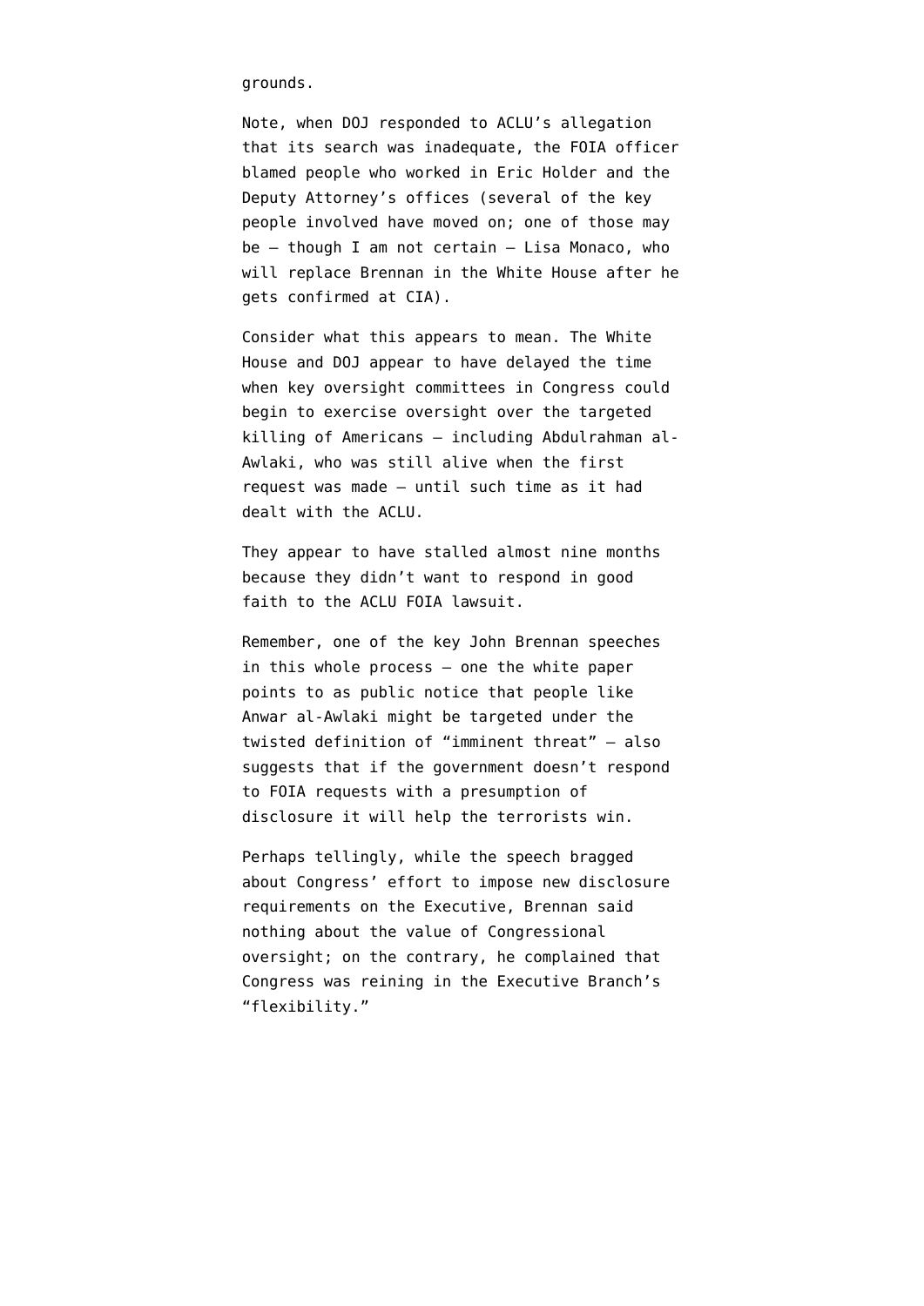grounds.

Note, when DOJ responded to ACLU's allegation that its search was inadequate, the FOIA officer blamed people who worked in Eric Holder and the Deputy Attorney's offices (several of the key people involved have moved on; one of those may be – though I am not certain – Lisa Monaco, who will replace Brennan in the White House after he gets confirmed at CIA).

Consider what this appears to mean. The White House and DOJ appear to have delayed the time when key oversight committees in Congress could begin to exercise oversight over the targeted killing of Americans – including Abdulrahman al-Awlaki, who was still alive when the first request was made – until such time as it had dealt with the ACLU.

They appear to have stalled almost nine months because they didn't want to respond in good faith to the ACLU FOIA lawsuit.

Remember, one of the key John Brennan speeches in this whole process – one the white paper points to as public notice that people like Anwar al-Awlaki might be targeted under the twisted definition of "imminent threat" – also suggests that if the government doesn't respond to FOIA requests with a presumption of disclosure it will help the terrorists win.

Perhaps tellingly, while the speech bragged about Congress' effort to impose new disclosure requirements on the Executive, Brennan said nothing about the value of Congressional oversight; on the contrary, he complained that Congress was reining in the Executive Branch's "flexibility."